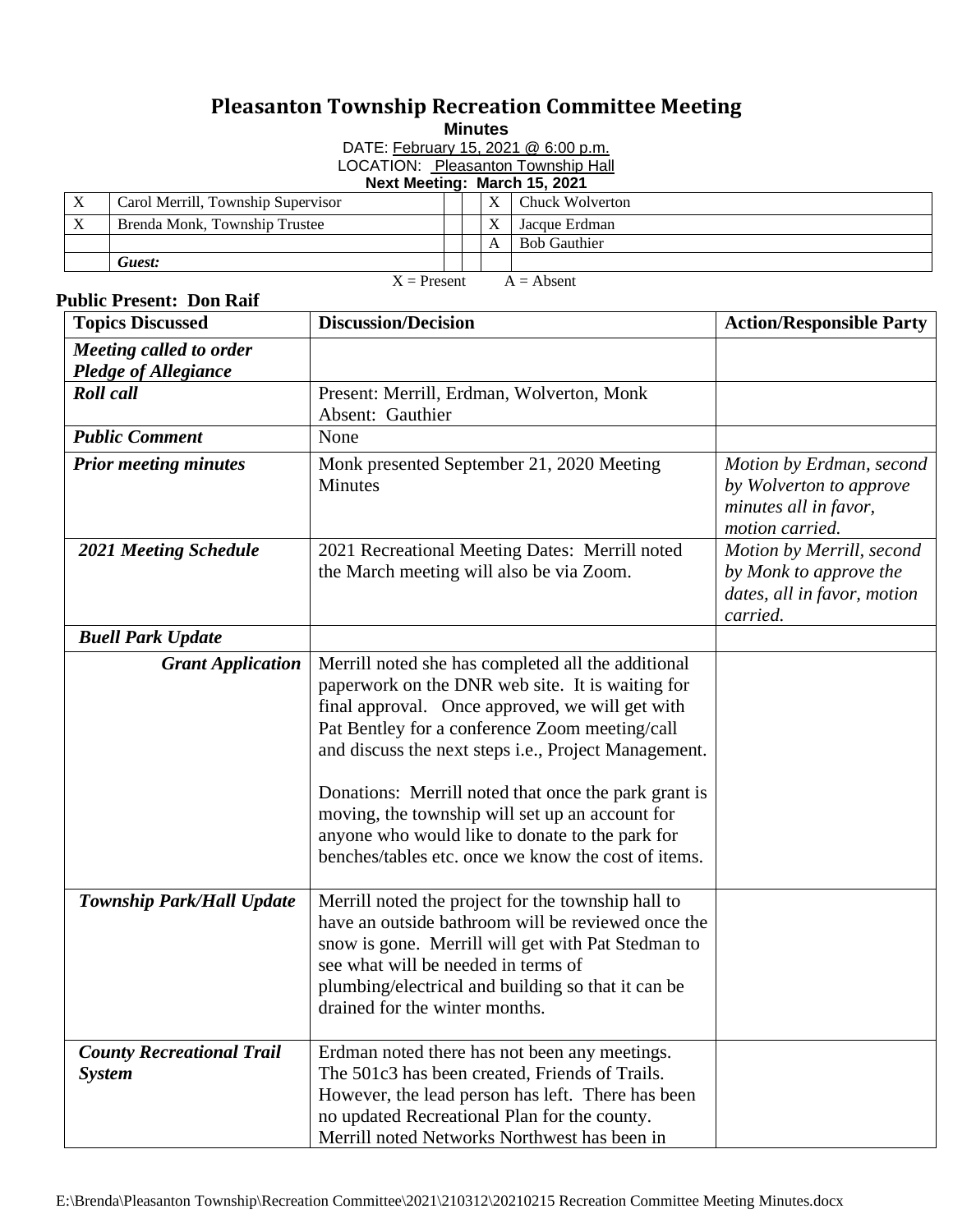# Pleasanton Township Recreation Committee Meeting

**Minutes**

DATE: February 15, 2021 @ 6:00 p.m.

LOCATION: Pleasanton Township Hall

**Next Meeting: March 15, 2021**

| | | | | | |
|---|---|---|---|---|---|
| X | Carol Merrill, Township Supervisor | | | X | Chuck Wolverton |
| X | Brenda Monk, Township Trustee | | | X | Jacque Erdman |
| | | | | A | Bob Gauthier |
| | ***Guest:*** | | | | |

X = Present A = Absent

**Public Present: Don Raif**

| **Topics Discussed** | **Discussion/Decision** | **Action/Responsible Party** |
|---|---|---|
| ***Meeting called to order Pledge of Allegiance*** | | |
| ***Roll call*** | Present: Merrill, Erdman, Wolverton, Monk<br>Absent: Gauthier | |
| ***Public Comment*** | None | |
| ***Prior meeting minutes*** | Monk presented September 21, 2020 Meeting Minutes | *Motion by Erdman, second by Wolverton to approve minutes all in favor, motion carried.* |
| ***2021 Meeting Schedule*** | 2021 Recreational Meeting Dates: Merrill noted the March meeting will also be via Zoom. | *Motion by Merrill, second by Monk to approve the dates, all in favor, motion carried.* |
| ***Buell Park Update*** | | |
| ***Grant Application*** | Merrill noted she has completed all the additional paperwork on the DNR web site. It is waiting for final approval. Once approved, we will get with Pat Bentley for a conference Zoom meeting/call and discuss the next steps i.e., Project Management.<br><br>Donations: Merrill noted that once the park grant is moving, the township will set up an account for anyone who would like to donate to the park for benches/tables etc. once we know the cost of items. | |
| ***Township Park/Hall Update*** | Merrill noted the project for the township hall to have an outside bathroom will be reviewed once the snow is gone. Merrill will get with Pat Stedman to see what will be needed in terms of plumbing/electrical and building so that it can be drained for the winter months. | |
| ***County Recreational Trail System*** | Erdman noted there has not been any meetings. The 501c3 has been created, Friends of Trails. However, the lead person has left. There has been no updated Recreational Plan for the county. Merrill noted Networks Northwest has been in | |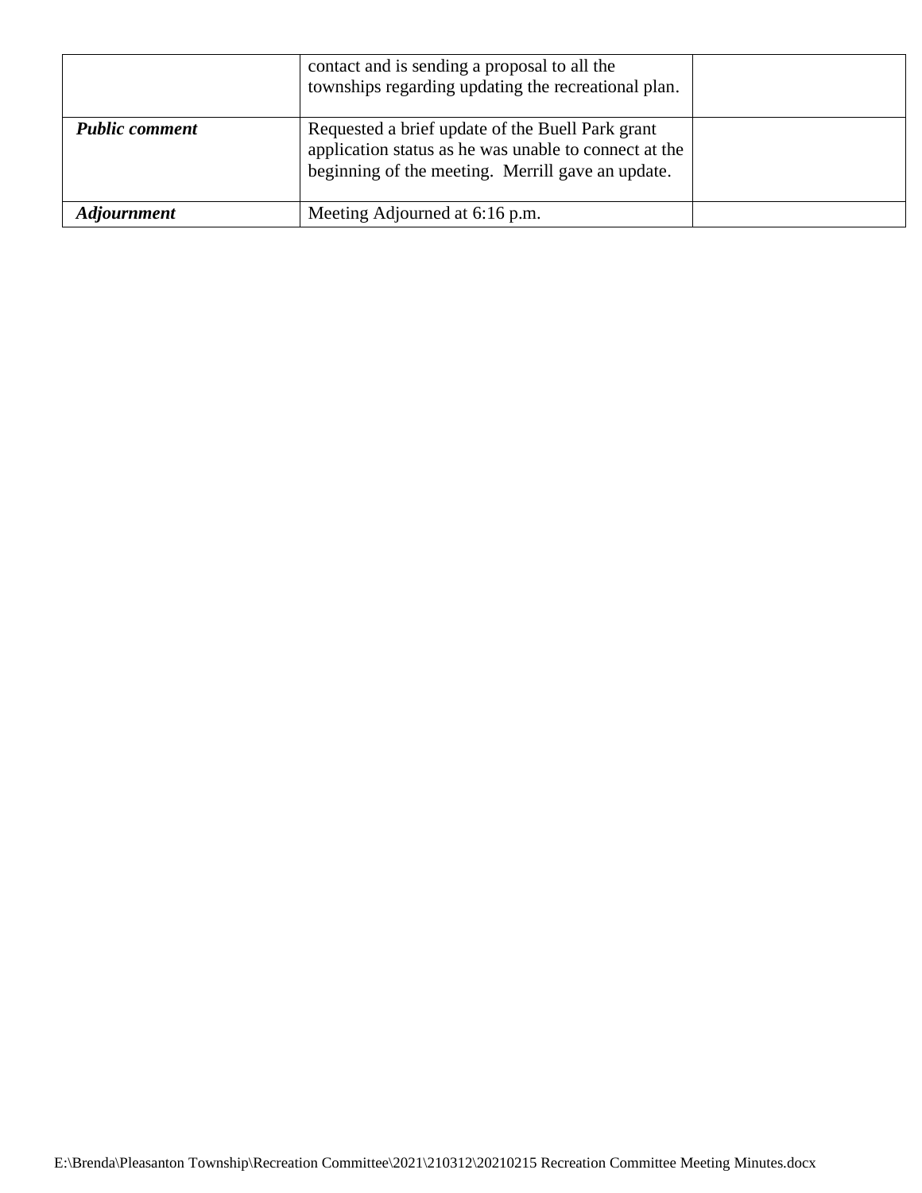| | | |
|---|---|---|
| | contact and is sending a proposal to all the townships regarding updating the recreational plan. | |
| ***Public comment*** | Requested a brief update of the Buell Park grant application status as he was unable to connect at the beginning of the meeting. Merrill gave an update. | |
| ***Adjournment*** | Meeting Adjourned at 6:16 p.m. | |

E:\Brenda\Pleasanton Township\Recreation Committee\2021\210312\20210215 Recreation Committee Meeting Minutes.docx